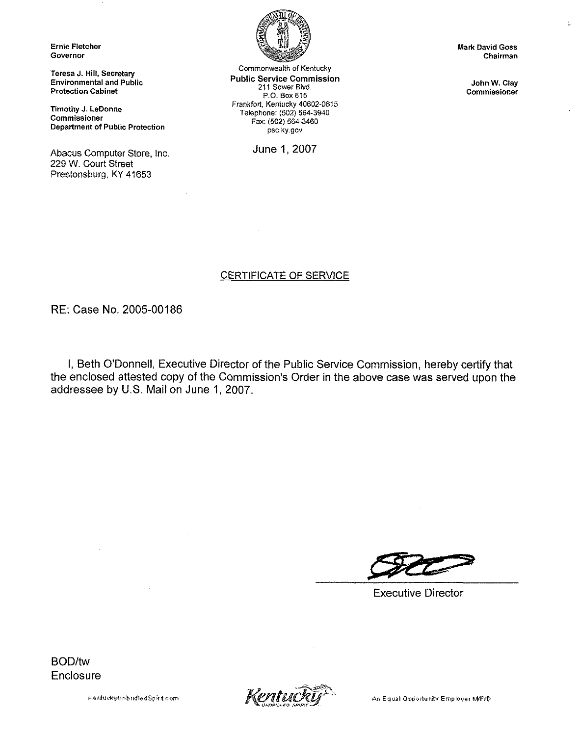Ernie Fletcher
Governor

Teresa J. Hill, Secretary
Environmental and Public Protection Cabinet

Timothy J. LeDonne
Commissioner
Department of Public Protection

Commonwealth of Kentucky
**Public Service Commission**
211 Sower Blvd.
P.O. Box 615
Frankfort, Kentucky 40602-0615
Telephone: (502) 564-3940
Fax: (502) 564-3460
psc.ky.gov

Mark David Goss
Chairman

John W. Clay
Commissioner

Abacus Computer Store, Inc.
229 W. Court Street
Prestonsburg, KY 41653

June 1, 2007

## CERTIFICATE OF SERVICE

RE: Case No. 2005-00186

I, Beth O'Donnell, Executive Director of the Public Service Commission, hereby certify that the enclosed attested copy of the Commission's Order in the above case was served upon the addressee by U.S. Mail on June 1, 2007.

Executive Director

BOD/tw
Enclosure

KentuckyUnbridledSpirit.com

An Equal Opportunity Employer M/F/D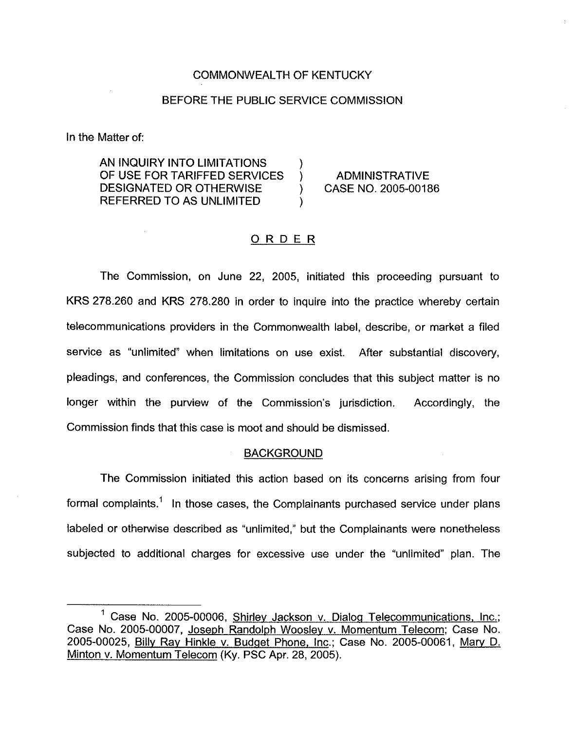COMMONWEALTH OF KENTUCKY

BEFORE THE PUBLIC SERVICE COMMISSION

In the Matter of:

| | | |
|---|---|---|
| AN INQUIRY INTO LIMITATIONS OF USE FOR TARIFFED SERVICES DESIGNATED OR OTHERWISE REFERRED TO AS UNLIMITED | ) ) ) ) | ADMINISTRATIVE CASE NO. 2005-00186 |

## ORDER

The Commission, on June 22, 2005, initiated this proceeding pursuant to KRS 278.260 and KRS 278.280 in order to inquire into the practice whereby certain telecommunications providers in the Commonwealth label, describe, or market a filed service as "unlimited" when limitations on use exist. After substantial discovery, pleadings, and conferences, the Commission concludes that this subject matter is no longer within the purview of the Commission's jurisdiction. Accordingly, the Commission finds that this case is moot and should be dismissed.

### BACKGROUND

The Commission initiated this action based on its concerns arising from four formal complaints.[1] In those cases, the Complainants purchased service under plans labeled or otherwise described as "unlimited," but the Complainants were nonetheless subjected to additional charges for excessive use under the "unlimited" plan. The

---

[1] Case No. 2005-00006, Shirley Jackson v. Dialog Telecommunications, Inc.; Case No. 2005-00007, Joseph Randolph Woosley v. Momentum Telecom; Case No. 2005-00025, Billy Ray Hinkle v. Budget Phone, Inc.; Case No. 2005-00061, Mary D. Minton v. Momentum Telecom (Ky. PSC Apr. 28, 2005).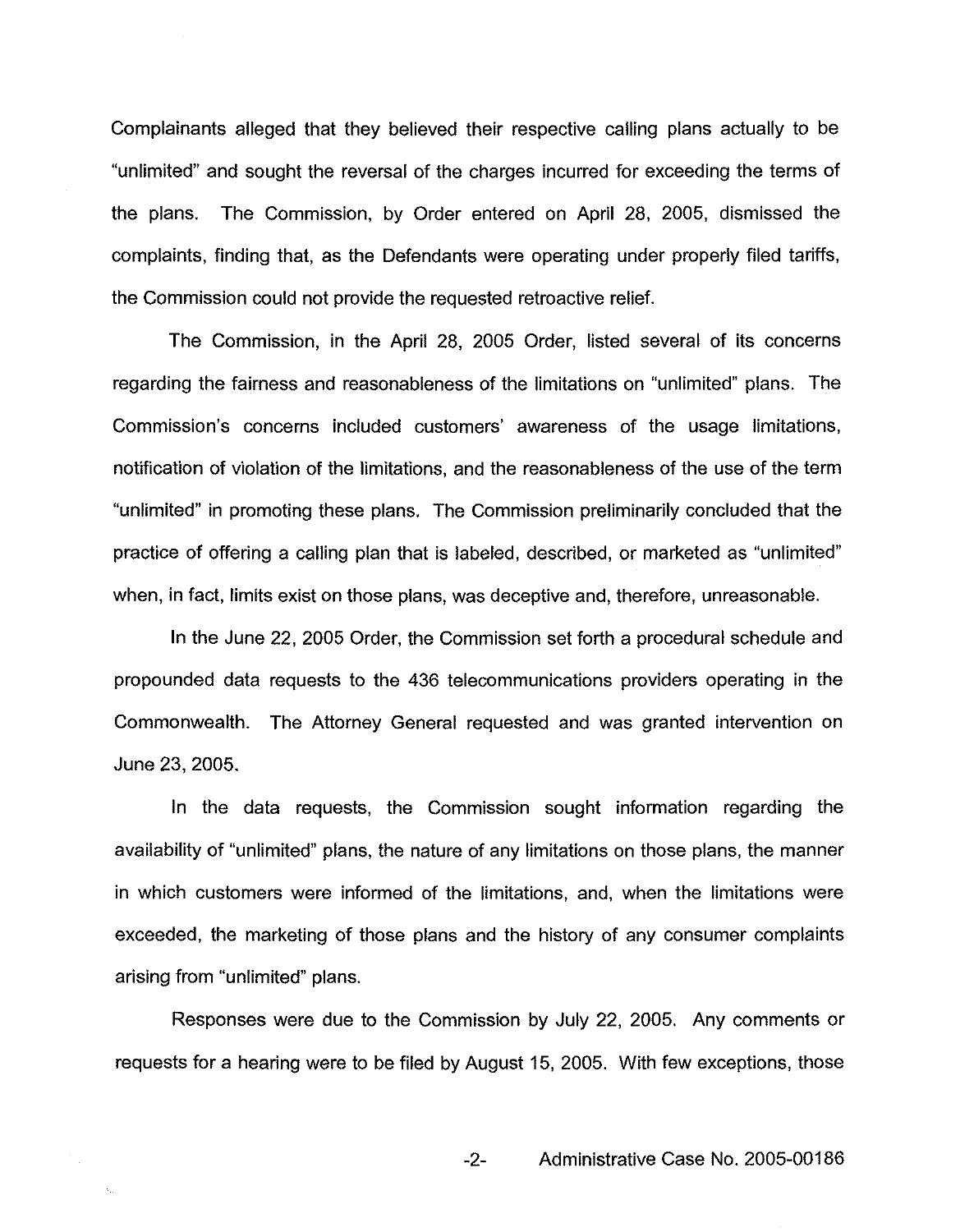Complainants alleged that they believed their respective calling plans actually to be "unlimited" and sought the reversal of the charges incurred for exceeding the terms of the plans. The Commission, by Order entered on April 28, 2005, dismissed the complaints, finding that, as the Defendants were operating under properly filed tariffs, the Commission could not provide the requested retroactive relief.

The Commission, in the April 28, 2005 Order, listed several of its concerns regarding the fairness and reasonableness of the limitations on "unlimited" plans. The Commission's concerns included customers' awareness of the usage limitations, notification of violation of the limitations, and the reasonableness of the use of the term "unlimited" in promoting these plans. The Commission preliminarily concluded that the practice of offering a calling plan that is labeled, described, or marketed as "unlimited" when, in fact, limits exist on those plans, was deceptive and, therefore, unreasonable.

In the June 22, 2005 Order, the Commission set forth a procedural schedule and propounded data requests to the 436 telecommunications providers operating in the Commonwealth. The Attorney General requested and was granted intervention on June 23, 2005.

In the data requests, the Commission sought information regarding the availability of "unlimited" plans, the nature of any limitations on those plans, the manner in which customers were informed of the limitations, and, when the limitations were exceeded, the marketing of those plans and the history of any consumer complaints arising from "unlimited" plans.

Responses were due to the Commission by July 22, 2005. Any comments or requests for a hearing were to be filed by August 15, 2005. With few exceptions, those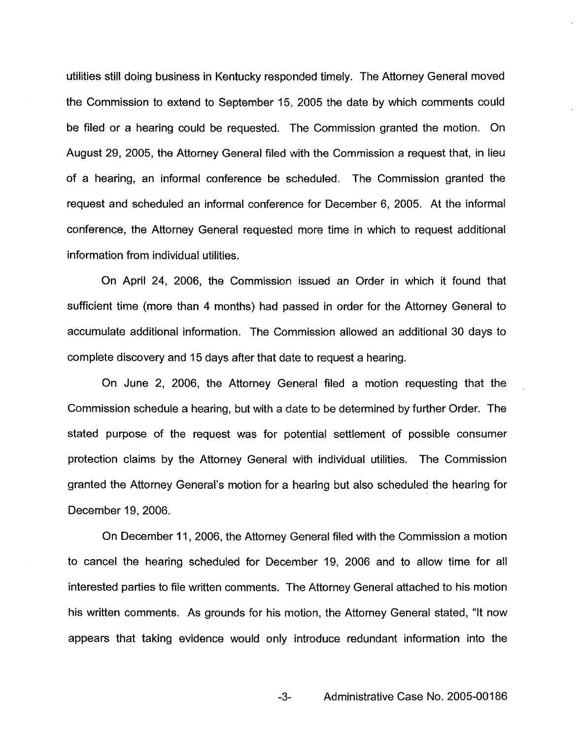utilities still doing business in Kentucky responded timely. The Attorney General moved the Commission to extend to September 15, 2005 the date by which comments could be filed or a hearing could be requested. The Commission granted the motion. On August 29, 2005, the Attorney General filed with the Commission a request that, in lieu of a hearing, an informal conference be scheduled. The Commission granted the request and scheduled an informal conference for December 6, 2005. At the informal conference, the Attorney General requested more time in which to request additional information from individual utilities.

On April 24, 2006, the Commission issued an Order in which it found that sufficient time (more than 4 months) had passed in order for the Attorney General to accumulate additional information. The Commission allowed an additional 30 days to complete discovery and 15 days after that date to request a hearing.

On June 2, 2006, the Attorney General filed a motion requesting that the Commission schedule a hearing, but with a date to be determined by further Order. The stated purpose of the request was for potential settlement of possible consumer protection claims by the Attorney General with individual utilities. The Commission granted the Attorney General's motion for a hearing but also scheduled the hearing for December 19, 2006.

On December 11, 2006, the Attorney General filed with the Commission a motion to cancel the hearing scheduled for December 19, 2006 and to allow time for all interested parties to file written comments. The Attorney General attached to his motion his written comments. As grounds for his motion, the Attorney General stated, "It now appears that taking evidence would only introduce redundant information into the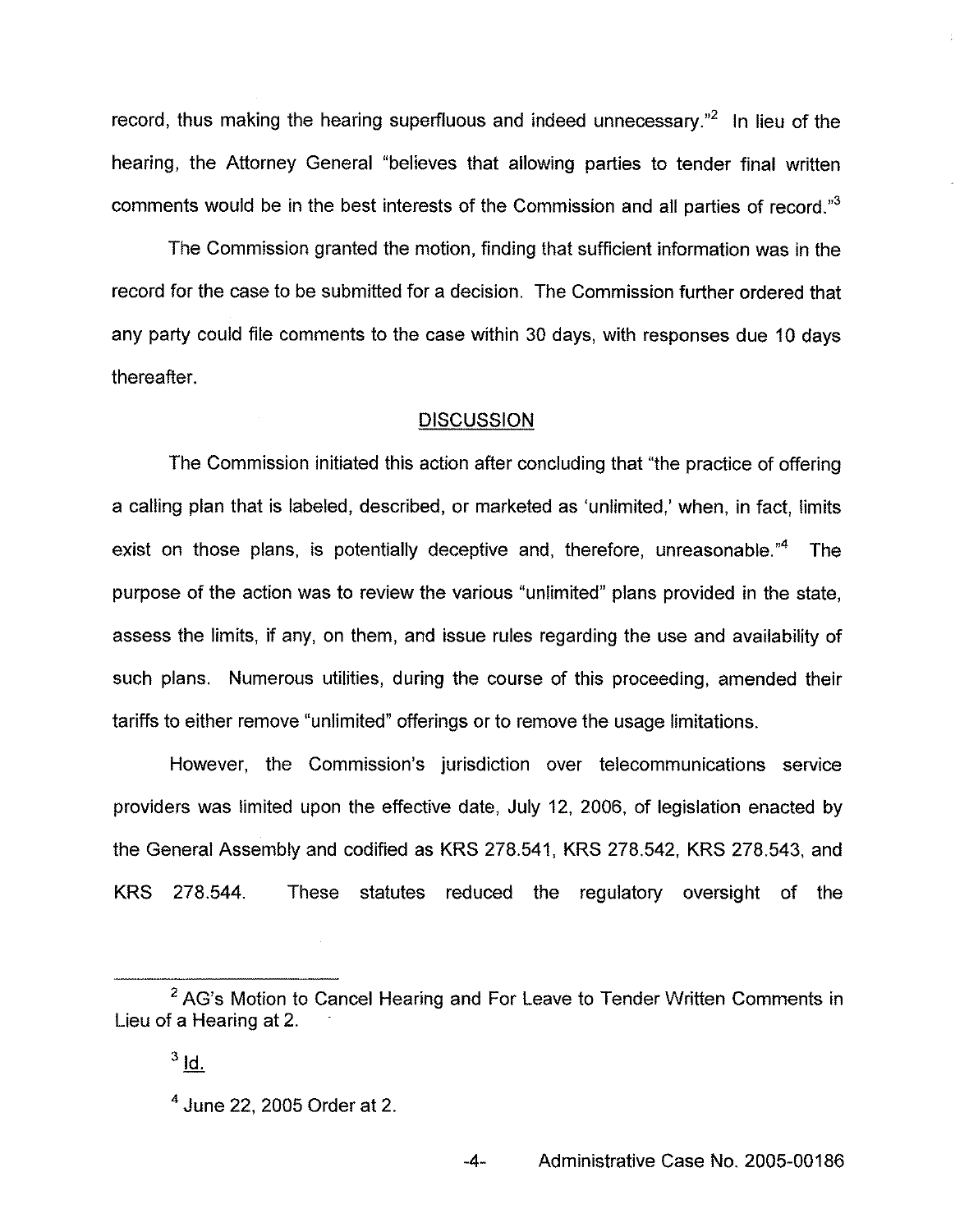record, thus making the hearing superfluous and indeed unnecessary."[2] In lieu of the hearing, the Attorney General "believes that allowing parties to tender final written comments would be in the best interests of the Commission and all parties of record."[3]

The Commission granted the motion, finding that sufficient information was in the record for the case to be submitted for a decision. The Commission further ordered that any party could file comments to the case within 30 days, with responses due 10 days thereafter.

## DISCUSSION

The Commission initiated this action after concluding that "the practice of offering a calling plan that is labeled, described, or marketed as 'unlimited,' when, in fact, limits exist on those plans, is potentially deceptive and, therefore, unreasonable."[4] The purpose of the action was to review the various "unlimited" plans provided in the state, assess the limits, if any, on them, and issue rules regarding the use and availability of such plans. Numerous utilities, during the course of this proceeding, amended their tariffs to either remove "unlimited" offerings or to remove the usage limitations.

However, the Commission's jurisdiction over telecommunications service providers was limited upon the effective date, July 12, 2006, of legislation enacted by the General Assembly and codified as KRS 278.541, KRS 278.542, KRS 278.543, and KRS 278.544. These statutes reduced the regulatory oversight of the

---

[2] AG's Motion to Cancel Hearing and For Leave to Tender Written Comments in Lieu of a Hearing at 2.

[3] Id.

[4] June 22, 2005 Order at 2.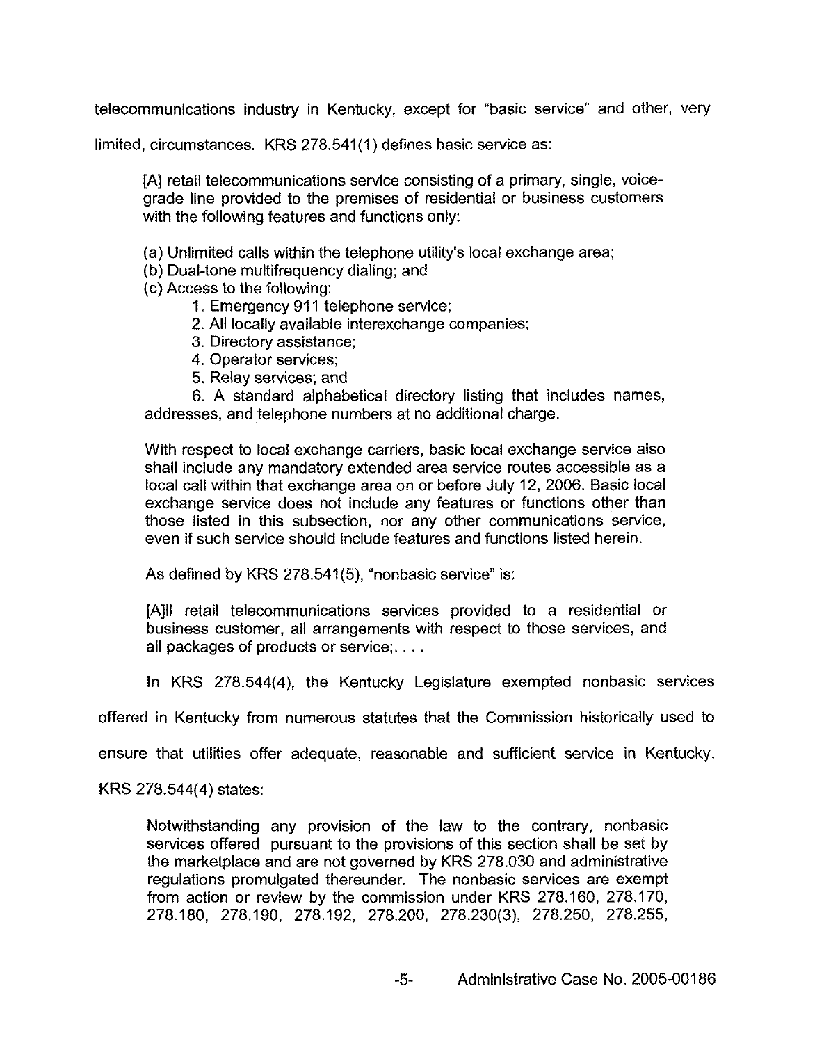telecommunications industry in Kentucky, except for "basic service" and other, very limited, circumstances. KRS 278.541(1) defines basic service as:

> [A] retail telecommunications service consisting of a primary, single, voice-grade line provided to the premises of residential or business customers with the following features and functions only:
>
> (a) Unlimited calls within the telephone utility's local exchange area;
> (b) Dual-tone multifrequency dialing; and
> (c) Access to the following:
> 1. Emergency 911 telephone service;
> 2. All locally available interexchange companies;
> 3. Directory assistance;
> 4. Operator services;
> 5. Relay services; and
> 6. A standard alphabetical directory listing that includes names, addresses, and telephone numbers at no additional charge.
>
> With respect to local exchange carriers, basic local exchange service also shall include any mandatory extended area service routes accessible as a local call within that exchange area on or before July 12, 2006. Basic local exchange service does not include any features or functions other than those listed in this subsection, nor any other communications service, even if such service should include features and functions listed herein.

As defined by KRS 278.541(5), "nonbasic service" is:

> [A]ll retail telecommunications services provided to a residential or business customer, all arrangements with respect to those services, and all packages of products or service;. . . .

In KRS 278.544(4), the Kentucky Legislature exempted nonbasic services offered in Kentucky from numerous statutes that the Commission historically used to ensure that utilities offer adequate, reasonable and sufficient service in Kentucky. KRS 278.544(4) states:

> Notwithstanding any provision of the law to the contrary, nonbasic services offered pursuant to the provisions of this section shall be set by the marketplace and are not governed by KRS 278.030 and administrative regulations promulgated thereunder. The nonbasic services are exempt from action or review by the commission under KRS 278.160, 278.170, 278.180, 278.190, 278.192, 278.200, 278.230(3), 278.250, 278.255,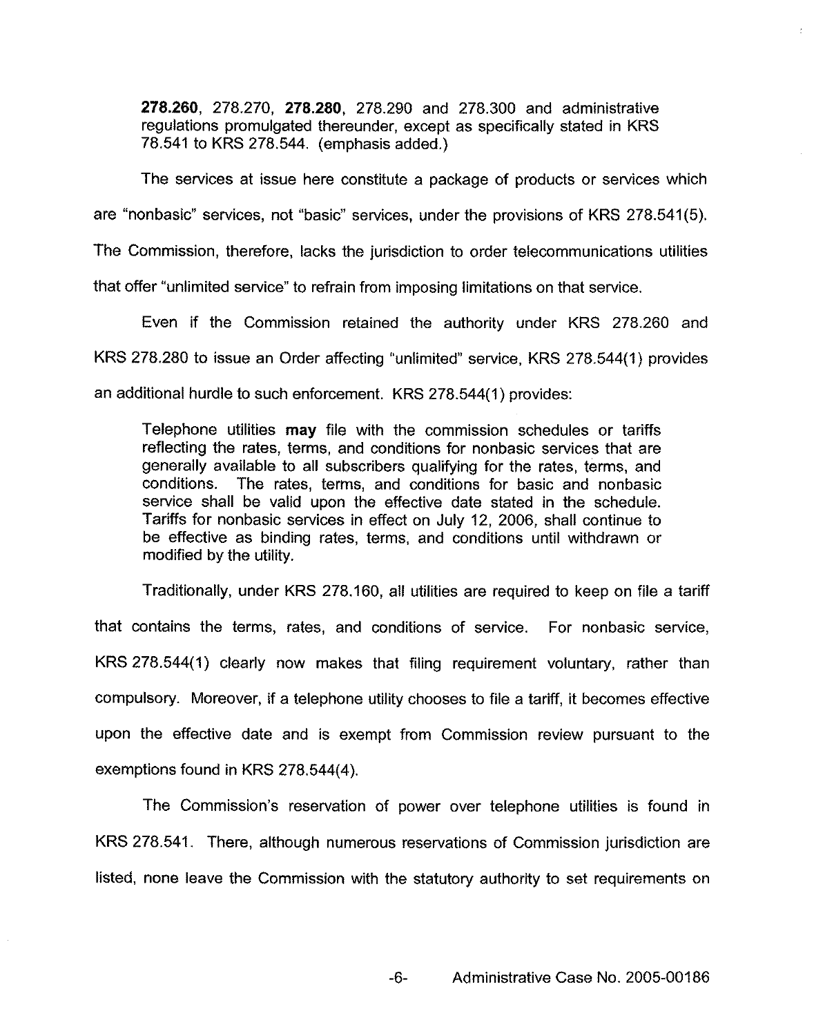> **278.260**, 278.270, **278.280**, 278.290 and 278.300 and administrative regulations promulgated thereunder, except as specifically stated in KRS 78.541 to KRS 278.544. (emphasis added.)

The services at issue here constitute a package of products or services which are "nonbasic" services, not "basic" services, under the provisions of KRS 278.541(5). The Commission, therefore, lacks the jurisdiction to order telecommunications utilities that offer "unlimited service" to refrain from imposing limitations on that service.

Even if the Commission retained the authority under KRS 278.260 and KRS 278.280 to issue an Order affecting "unlimited" service, KRS 278.544(1) provides an additional hurdle to such enforcement. KRS 278.544(1) provides:

> Telephone utilities **may** file with the commission schedules or tariffs reflecting the rates, terms, and conditions for nonbasic services that are generally available to all subscribers qualifying for the rates, terms, and conditions. The rates, terms, and conditions for basic and nonbasic service shall be valid upon the effective date stated in the schedule. Tariffs for nonbasic services in effect on July 12, 2006, shall continue to be effective as binding rates, terms, and conditions until withdrawn or modified by the utility.

Traditionally, under KRS 278.160, all utilities are required to keep on file a tariff that contains the terms, rates, and conditions of service. For nonbasic service, KRS 278.544(1) clearly now makes that filing requirement voluntary, rather than compulsory. Moreover, if a telephone utility chooses to file a tariff, it becomes effective upon the effective date and is exempt from Commission review pursuant to the exemptions found in KRS 278.544(4).

The Commission's reservation of power over telephone utilities is found in KRS 278.541. There, although numerous reservations of Commission jurisdiction are listed, none leave the Commission with the statutory authority to set requirements on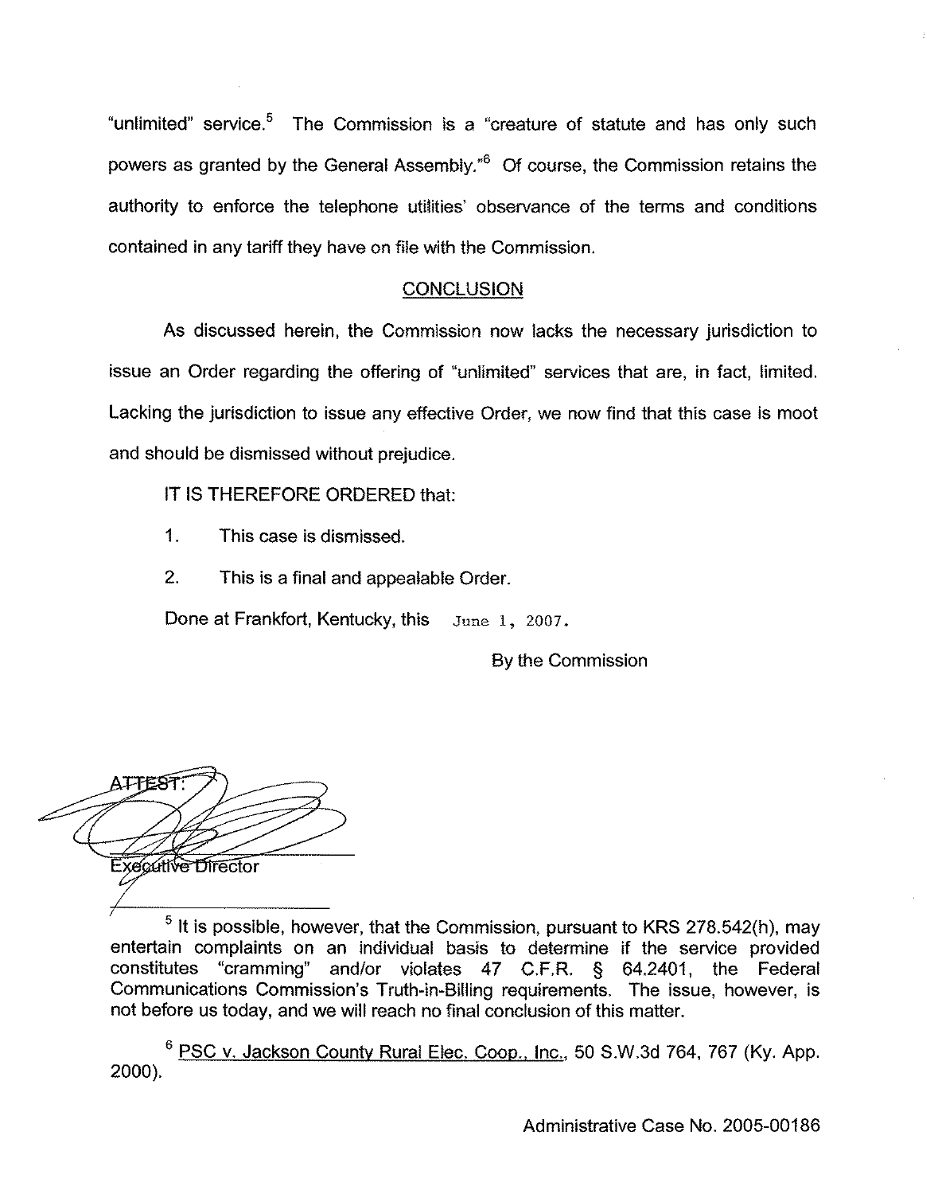"unlimited" service.[5] The Commission is a "creature of statute and has only such powers as granted by the General Assembly."[6] Of course, the Commission retains the authority to enforce the telephone utilities' observance of the terms and conditions contained in any tariff they have on file with the Commission.

## CONCLUSION

As discussed herein, the Commission now lacks the necessary jurisdiction to issue an Order regarding the offering of "unlimited" services that are, in fact, limited. Lacking the jurisdiction to issue any effective Order, we now find that this case is moot and should be dismissed without prejudice.

IT IS THEREFORE ORDERED that:

1. This case is dismissed.

2. This is a final and appealable Order.

Done at Frankfort, Kentucky, this June 1, 2007.

By the Commission

ATTEST:

Executive Director

[5] It is possible, however, that the Commission, pursuant to KRS 278.542(h), may entertain complaints on an individual basis to determine if the service provided constitutes "cramming" and/or violates 47 C.F.R. § 64.2401, the Federal Communications Commission's Truth-in-Billing requirements. The issue, however, is not before us today, and we will reach no final conclusion of this matter.

[6] PSC v. Jackson County Rural Elec. Coop., Inc., 50 S.W.3d 764, 767 (Ky. App. 2000).

Administrative Case No. 2005-00186